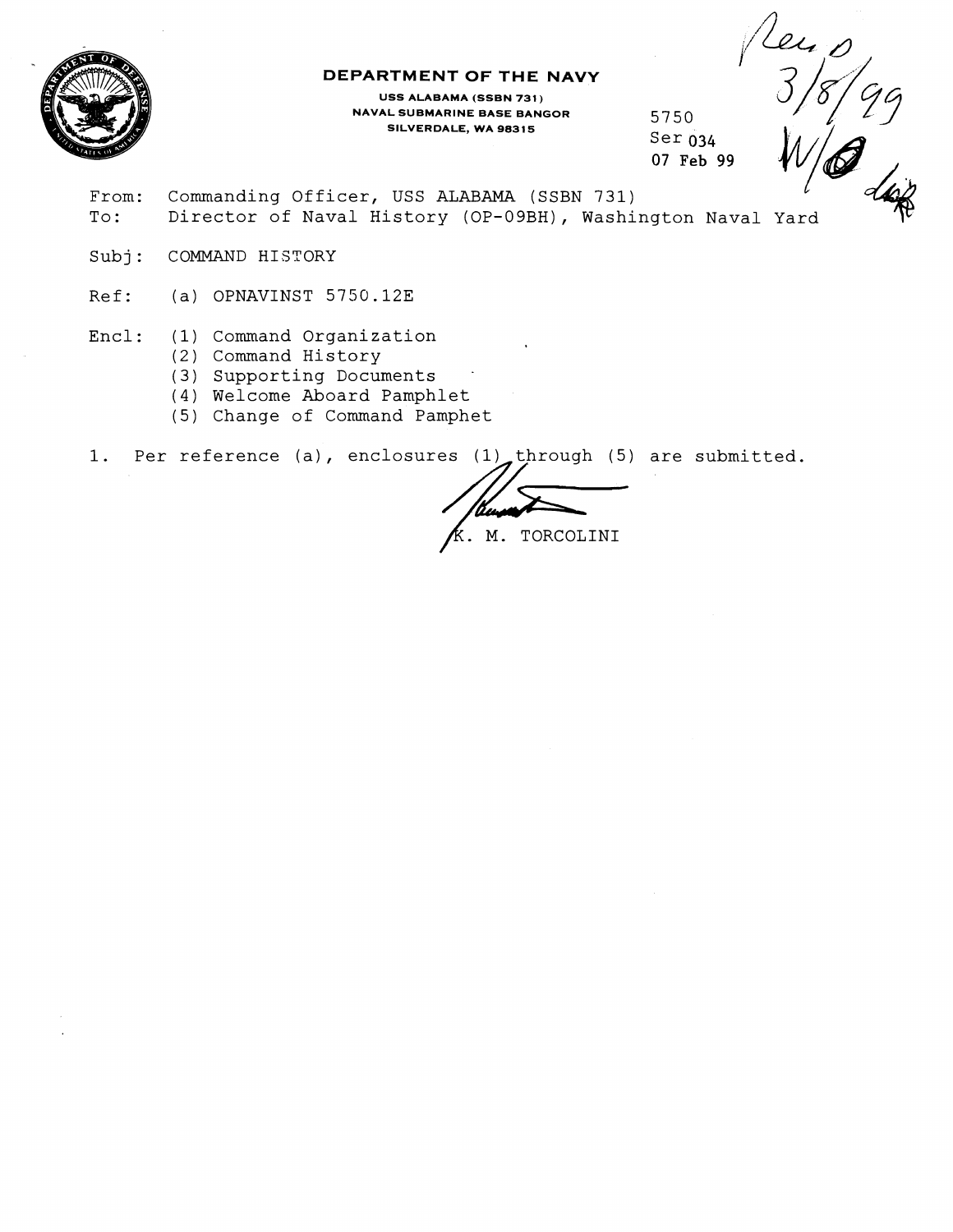**DEPARTMENT OF THE NAVY**

**USS ALABAMA (SSBN 731)**
**NAVAL SUBMARINE BASE BANGOR**
**SILVERDALE, WA 98315**

5750
Ser 034
07 Feb 99

Rec'd 3/8/99 W/O Dup

From: Commanding Officer, USS ALABAMA (SSBN 731)
To: Director of Naval History (OP-09BH), Washington Naval Yard

Subj: COMMAND HISTORY

Ref: (a) OPNAVINST 5750.12E

Encl: (1) Command Organization
(2) Command History
(3) Supporting Documents
(4) Welcome Aboard Pamphlet
(5) Change of Command Pamphet

1. Per reference (a), enclosures (1) through (5) are submitted.

K. M. TORCOLINI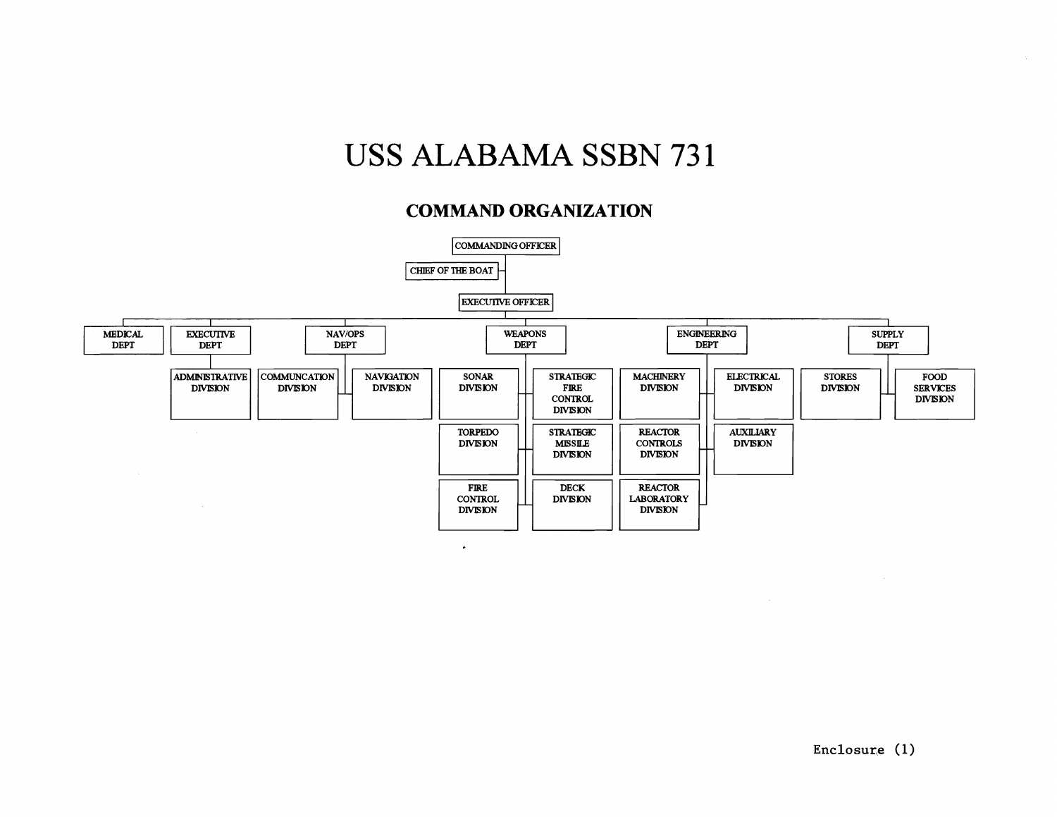# USS ALABAMA SSBN 731

## COMMAND ORGANIZATION

- COMMANDING OFFICER
  - CHIEF OF THE BOAT
  - EXECUTIVE OFFICER
    - MEDICAL DEPT
    - EXECUTIVE DEPT
      - ADMINISTRATIVE DIVISION
    - NAV/OPS DEPT
      - COMMUNCATION DIVISION
      - NAVIGATION DIVISION
    - WEAPONS DEPT
      - SONAR DIVISION
      - TORPEDO DIVISION
      - FIRE CONTROL DIVISION
      - STRATEGIC FIRE CONTROL DIVISION
      - STRATEGIC MISSILE DIVISION
      - DECK DIVISION
    - ENGINEERING DEPT
      - MACHINERY DIVISION
      - REACTOR CONTROLS DIVISION
      - REACTOR LABORATORY DIVISION
      - ELECTRICAL DIVISION
      - AUXILIARY DIVISION
    - SUPPLY DEPT
      - STORES DIVISION
      - FOOD SERVICES DIVISION

Enclosure (1)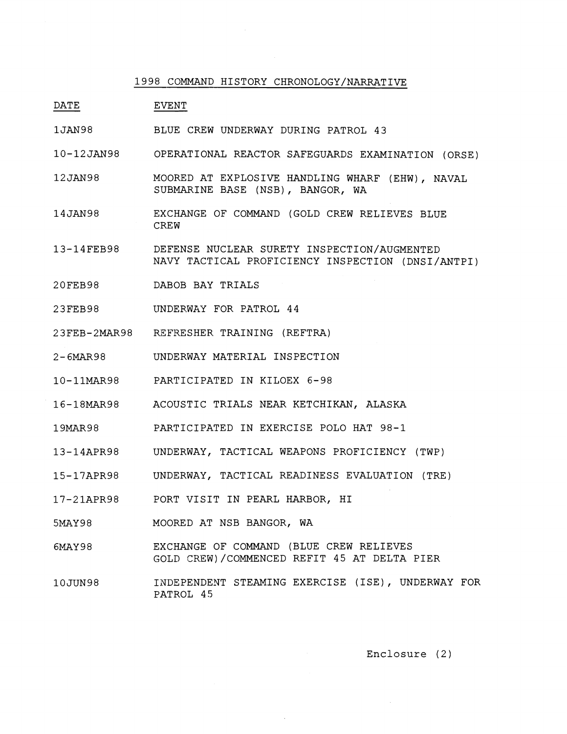# 1998 COMMAND HISTORY CHRONOLOGY/NARRATIVE

| DATE | EVENT |
|---|---|
| 1JAN98 | BLUE CREW UNDERWAY DURING PATROL 43 |
| 10-12JAN98 | OPERATIONAL REACTOR SAFEGUARDS EXAMINATION (ORSE) |
| 12JAN98 | MOORED AT EXPLOSIVE HANDLING WHARF (EHW), NAVAL SUBMARINE BASE (NSB), BANGOR, WA |
| 14JAN98 | EXCHANGE OF COMMAND (GOLD CREW RELIEVES BLUE CREW |
| 13-14FEB98 | DEFENSE NUCLEAR SURETY INSPECTION/AUGMENTED NAVY TACTICAL PROFICIENCY INSPECTION (DNSI/ANTPI) |
| 20FEB98 | DABOB BAY TRIALS |
| 23FEB98 | UNDERWAY FOR PATROL 44 |
| 23FEB-2MAR98 | REFRESHER TRAINING (REFTRA) |
| 2-6MAR98 | UNDERWAY MATERIAL INSPECTION |
| 10-11MAR98 | PARTICIPATED IN KILOEX 6-98 |
| 16-18MAR98 | ACOUSTIC TRIALS NEAR KETCHIKAN, ALASKA |
| 19MAR98 | PARTICIPATED IN EXERCISE POLO HAT 98-1 |
| 13-14APR98 | UNDERWAY, TACTICAL WEAPONS PROFICIENCY (TWP) |
| 15-17APR98 | UNDERWAY, TACTICAL READINESS EVALUATION (TRE) |
| 17-21APR98 | PORT VISIT IN PEARL HARBOR, HI |
| 5MAY98 | MOORED AT NSB BANGOR, WA |
| 6MAY98 | EXCHANGE OF COMMAND (BLUE CREW RELIEVES GOLD CREW)/COMMENCED REFIT 45 AT DELTA PIER |
| 10JUN98 | INDEPENDENT STEAMING EXERCISE (ISE), UNDERWAY FOR PATROL 45 |

Enclosure (2)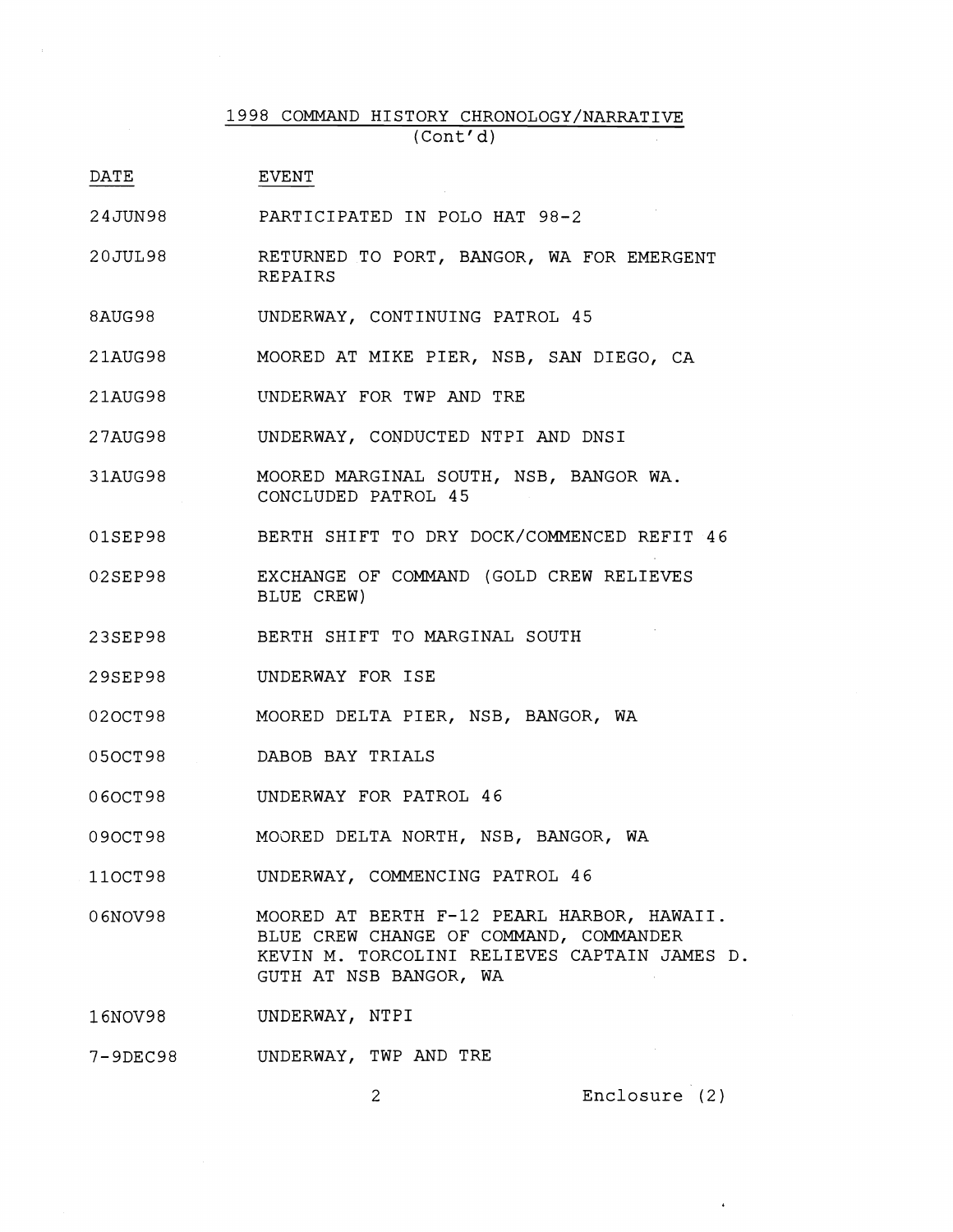1998 COMMAND HISTORY CHRONOLOGY/NARRATIVE
(Cont'd)

| DATE | EVENT |
|---|---|
| 24JUN98 | PARTICIPATED IN POLO HAT 98-2 |
| 20JUL98 | RETURNED TO PORT, BANGOR, WA FOR EMERGENT REPAIRS |
| 8AUG98 | UNDERWAY, CONTINUING PATROL 45 |
| 21AUG98 | MOORED AT MIKE PIER, NSB, SAN DIEGO, CA |
| 21AUG98 | UNDERWAY FOR TWP AND TRE |
| 27AUG98 | UNDERWAY, CONDUCTED NTPI AND DNSI |
| 31AUG98 | MOORED MARGINAL SOUTH, NSB, BANGOR WA. CONCLUDED PATROL 45 |
| 01SEP98 | BERTH SHIFT TO DRY DOCK/COMMENCED REFIT 46 |
| 02SEP98 | EXCHANGE OF COMMAND (GOLD CREW RELIEVES BLUE CREW) |
| 23SEP98 | BERTH SHIFT TO MARGINAL SOUTH |
| 29SEP98 | UNDERWAY FOR ISE |
| 02OCT98 | MOORED DELTA PIER, NSB, BANGOR, WA |
| 05OCT98 | DABOB BAY TRIALS |
| 06OCT98 | UNDERWAY FOR PATROL 46 |
| 09OCT98 | MOORED DELTA NORTH, NSB, BANGOR, WA |
| 11OCT98 | UNDERWAY, COMMENCING PATROL 46 |
| 06NOV98 | MOORED AT BERTH F-12 PEARL HARBOR, HAWAII. BLUE CREW CHANGE OF COMMAND, COMMANDER KEVIN M. TORCOLINI RELIEVES CAPTAIN JAMES D. GUTH AT NSB BANGOR, WA |
| 16NOV98 | UNDERWAY, NTPI |
| 7-9DEC98 | UNDERWAY, TWP AND TRE |

Enclosure (2)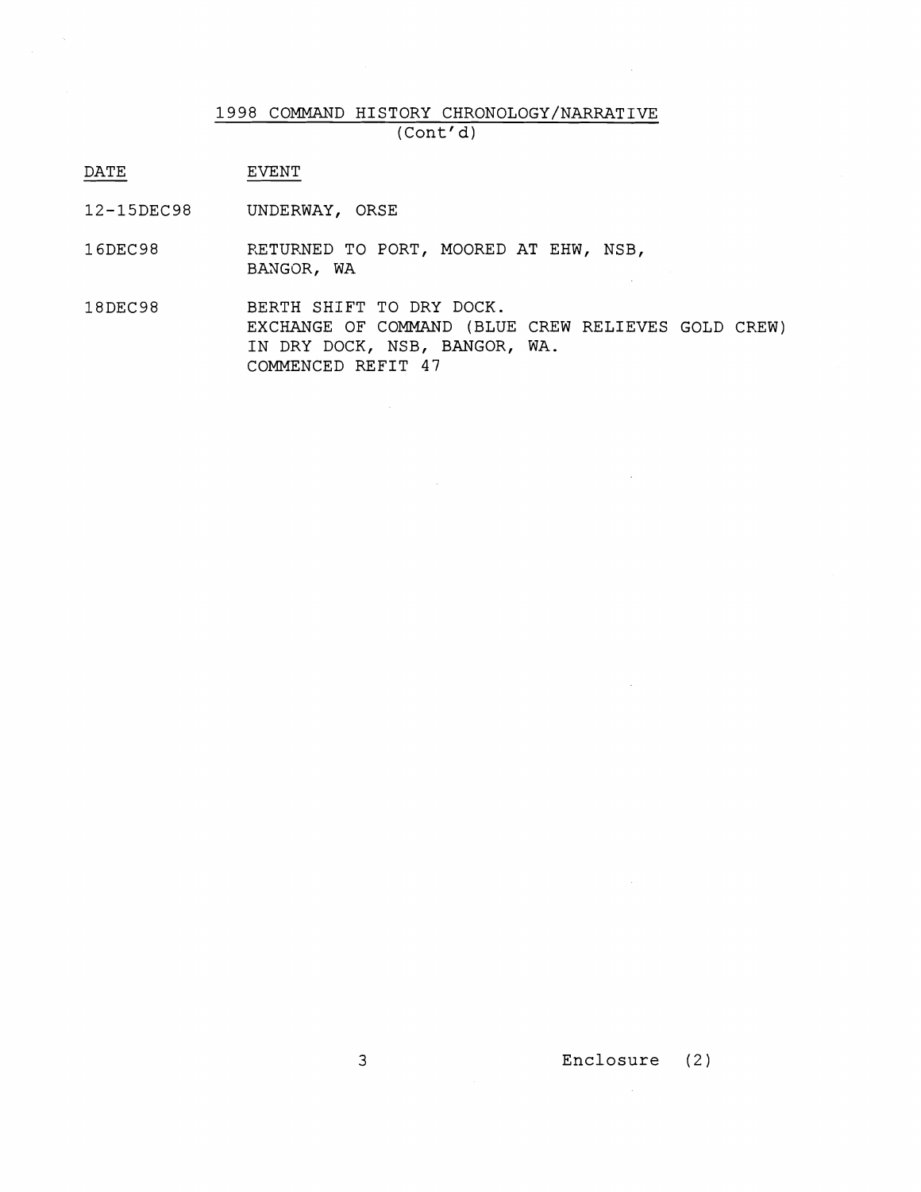## 1998 COMMAND HISTORY CHRONOLOGY/NARRATIVE
(Cont'd)

| DATE | EVENT |
|---|---|
| 12-15DEC98 | UNDERWAY, ORSE |
| 16DEC98 | RETURNED TO PORT, MOORED AT EHW, NSB, BANGOR, WA |
| 18DEC98 | BERTH SHIFT TO DRY DOCK. EXCHANGE OF COMMAND (BLUE CREW RELIEVES GOLD CREW) IN DRY DOCK, NSB, BANGOR, WA. COMMENCED REFIT 47 |

Enclosure (2)